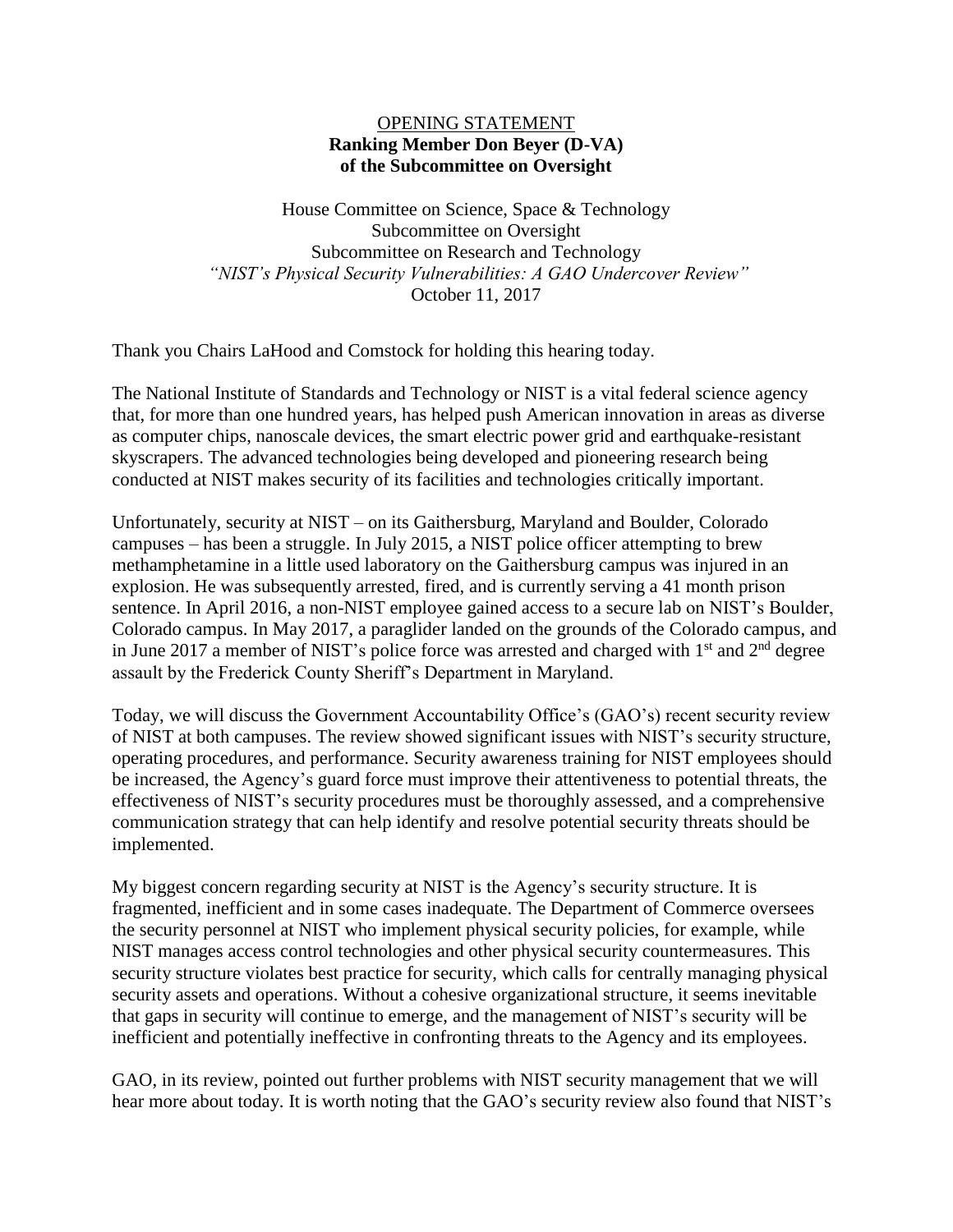<u>OPENING STATEMENT</u>

**Ranking Member Don Beyer (D-VA)**
**of the Subcommittee on Oversight**

House Committee on Science, Space & Technology
Subcommittee on Oversight
Subcommittee on Research and Technology
*"NIST's Physical Security Vulnerabilities: A GAO Undercover Review"*
October 11, 2017

Thank you Chairs LaHood and Comstock for holding this hearing today.

The National Institute of Standards and Technology or NIST is a vital federal science agency that, for more than one hundred years, has helped push American innovation in areas as diverse as computer chips, nanoscale devices, the smart electric power grid and earthquake-resistant skyscrapers. The advanced technologies being developed and pioneering research being conducted at NIST makes security of its facilities and technologies critically important.

Unfortunately, security at NIST – on its Gaithersburg, Maryland and Boulder, Colorado campuses – has been a struggle. In July 2015, a NIST police officer attempting to brew methamphetamine in a little used laboratory on the Gaithersburg campus was injured in an explosion. He was subsequently arrested, fired, and is currently serving a 41 month prison sentence. In April 2016, a non-NIST employee gained access to a secure lab on NIST's Boulder, Colorado campus. In May 2017, a paraglider landed on the grounds of the Colorado campus, and in June 2017 a member of NIST's police force was arrested and charged with 1st and 2nd degree assault by the Frederick County Sheriff's Department in Maryland.

Today, we will discuss the Government Accountability Office's (GAO's) recent security review of NIST at both campuses. The review showed significant issues with NIST's security structure, operating procedures, and performance. Security awareness training for NIST employees should be increased, the Agency's guard force must improve their attentiveness to potential threats, the effectiveness of NIST's security procedures must be thoroughly assessed, and a comprehensive communication strategy that can help identify and resolve potential security threats should be implemented.

My biggest concern regarding security at NIST is the Agency's security structure. It is fragmented, inefficient and in some cases inadequate. The Department of Commerce oversees the security personnel at NIST who implement physical security policies, for example, while NIST manages access control technologies and other physical security countermeasures. This security structure violates best practice for security, which calls for centrally managing physical security assets and operations. Without a cohesive organizational structure, it seems inevitable that gaps in security will continue to emerge, and the management of NIST's security will be inefficient and potentially ineffective in confronting threats to the Agency and its employees.

GAO, in its review, pointed out further problems with NIST security management that we will hear more about today. It is worth noting that the GAO's security review also found that NIST's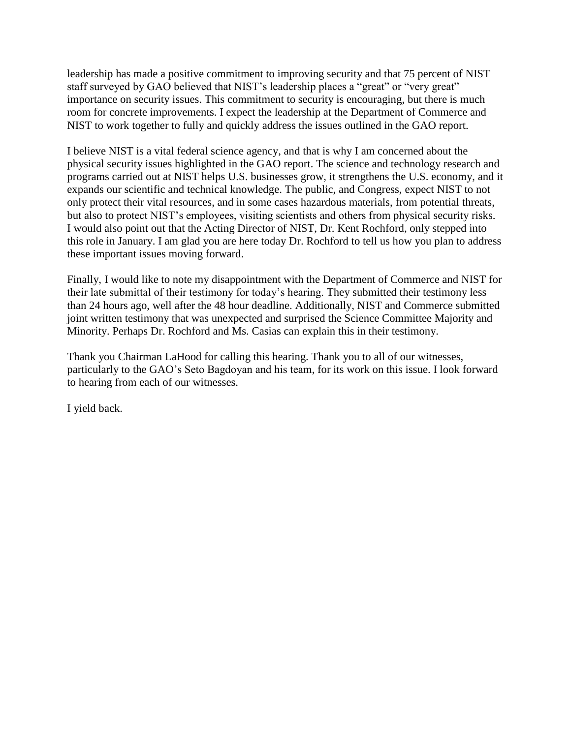leadership has made a positive commitment to improving security and that 75 percent of NIST staff surveyed by GAO believed that NIST's leadership places a "great" or "very great" importance on security issues. This commitment to security is encouraging, but there is much room for concrete improvements. I expect the leadership at the Department of Commerce and NIST to work together to fully and quickly address the issues outlined in the GAO report.

I believe NIST is a vital federal science agency, and that is why I am concerned about the physical security issues highlighted in the GAO report. The science and technology research and programs carried out at NIST helps U.S. businesses grow, it strengthens the U.S. economy, and it expands our scientific and technical knowledge. The public, and Congress, expect NIST to not only protect their vital resources, and in some cases hazardous materials, from potential threats, but also to protect NIST's employees, visiting scientists and others from physical security risks. I would also point out that the Acting Director of NIST, Dr. Kent Rochford, only stepped into this role in January. I am glad you are here today Dr. Rochford to tell us how you plan to address these important issues moving forward.

Finally, I would like to note my disappointment with the Department of Commerce and NIST for their late submittal of their testimony for today's hearing. They submitted their testimony less than 24 hours ago, well after the 48 hour deadline. Additionally, NIST and Commerce submitted joint written testimony that was unexpected and surprised the Science Committee Majority and Minority. Perhaps Dr. Rochford and Ms. Casias can explain this in their testimony.

Thank you Chairman LaHood for calling this hearing. Thank you to all of our witnesses, particularly to the GAO's Seto Bagdoyan and his team, for its work on this issue. I look forward to hearing from each of our witnesses.

I yield back.